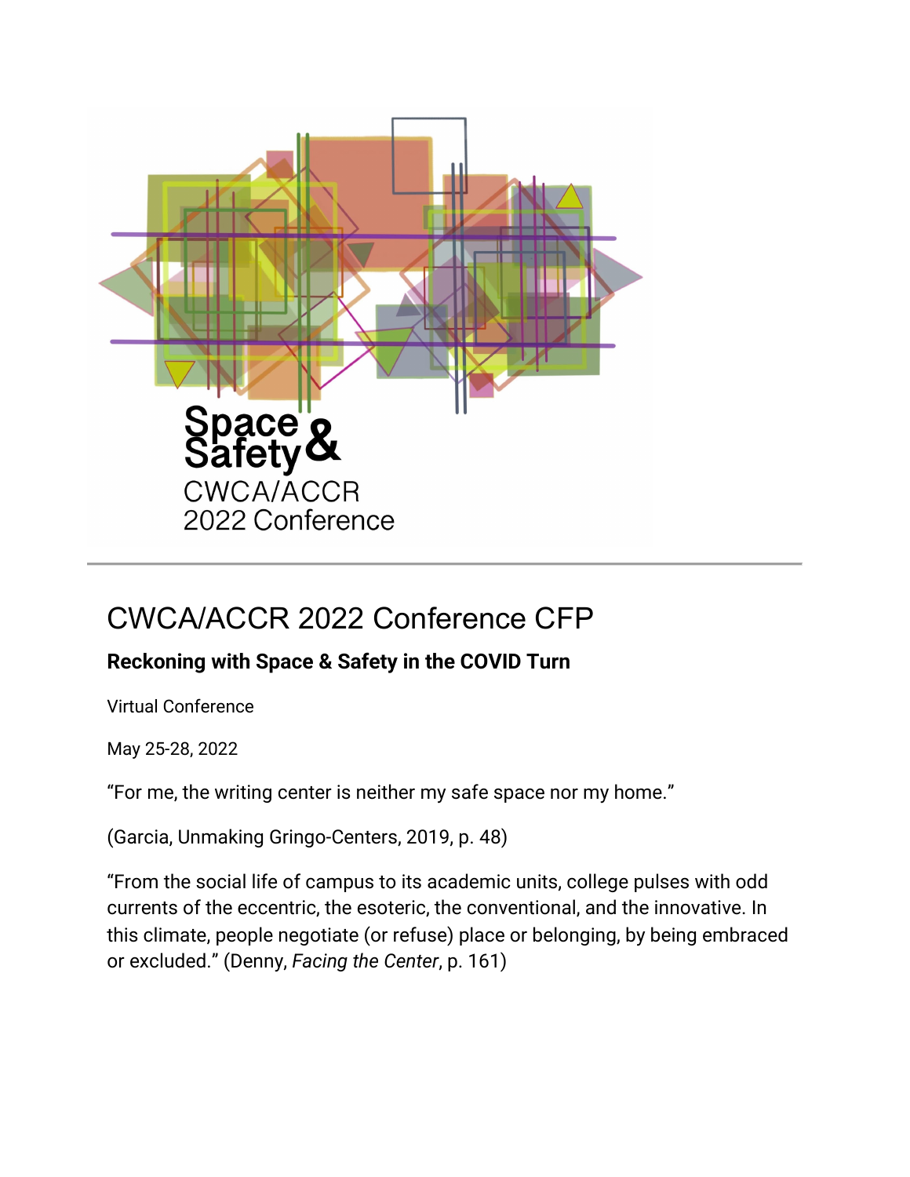Space & Safety
CWCA/ACCR
2022 Conference

# CWCA/ACCR 2022 Conference CFP

**Reckoning with Space & Safety in the COVID Turn**

Virtual Conference

May 25-28, 2022

“For me, the writing center is neither my safe space nor my home.”

(Garcia, Unmaking Gringo-Centers, 2019, p. 48)

“From the social life of campus to its academic units, college pulses with odd currents of the eccentric, the esoteric, the conventional, and the innovative. In this climate, people negotiate (or refuse) place or belonging, by being embraced or excluded.” (Denny, *Facing the Center*, p. 161)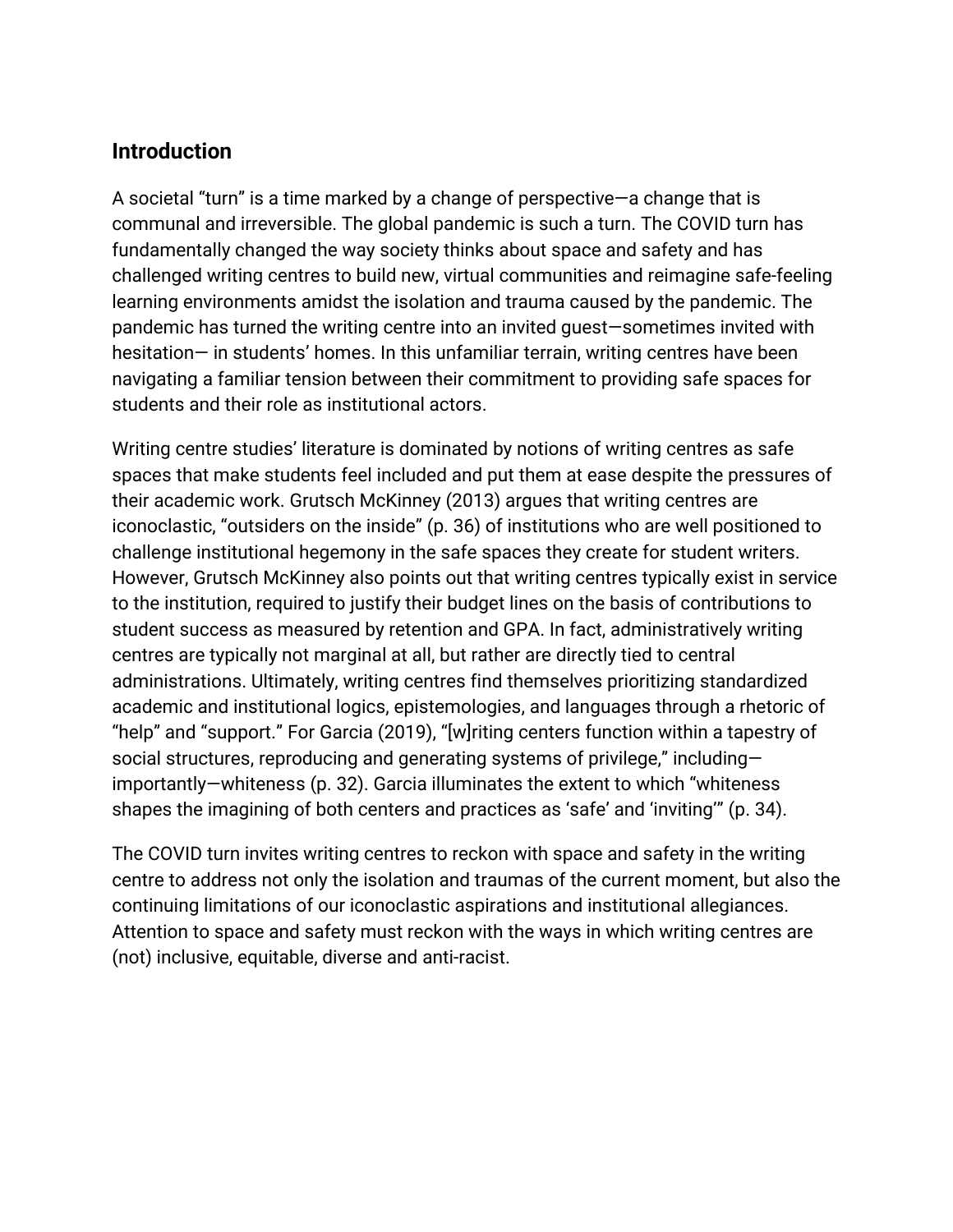## Introduction

A societal "turn" is a time marked by a change of perspective—a change that is communal and irreversible. The global pandemic is such a turn. The COVID turn has fundamentally changed the way society thinks about space and safety and has challenged writing centres to build new, virtual communities and reimagine safe-feeling learning environments amidst the isolation and trauma caused by the pandemic. The pandemic has turned the writing centre into an invited guest—sometimes invited with hesitation— in students' homes. In this unfamiliar terrain, writing centres have been navigating a familiar tension between their commitment to providing safe spaces for students and their role as institutional actors.

Writing centre studies' literature is dominated by notions of writing centres as safe spaces that make students feel included and put them at ease despite the pressures of their academic work. Grutsch McKinney (2013) argues that writing centres are iconoclastic, "outsiders on the inside" (p. 36) of institutions who are well positioned to challenge institutional hegemony in the safe spaces they create for student writers. However, Grutsch McKinney also points out that writing centres typically exist in service to the institution, required to justify their budget lines on the basis of contributions to student success as measured by retention and GPA. In fact, administratively writing centres are typically not marginal at all, but rather are directly tied to central administrations. Ultimately, writing centres find themselves prioritizing standardized academic and institutional logics, epistemologies, and languages through a rhetoric of "help" and "support." For Garcia (2019), "[w]riting centers function within a tapestry of social structures, reproducing and generating systems of privilege," including—importantly—whiteness (p. 32). Garcia illuminates the extent to which "whiteness shapes the imagining of both centers and practices as 'safe' and 'inviting'" (p. 34).

The COVID turn invites writing centres to reckon with space and safety in the writing centre to address not only the isolation and traumas of the current moment, but also the continuing limitations of our iconoclastic aspirations and institutional allegiances. Attention to space and safety must reckon with the ways in which writing centres are (not) inclusive, equitable, diverse and anti-racist.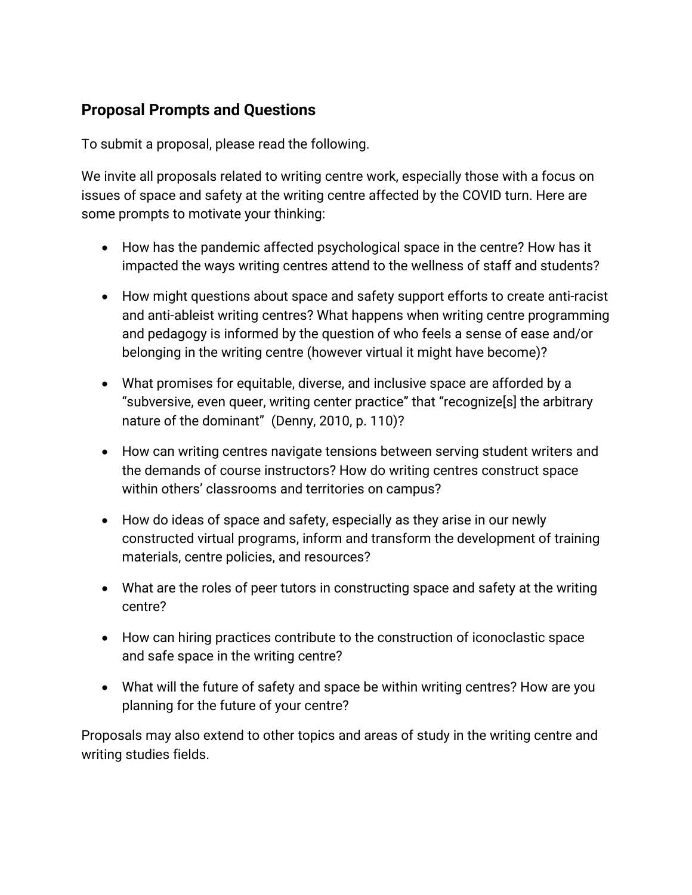## Proposal Prompts and Questions

To submit a proposal, please read the following.

We invite all proposals related to writing centre work, especially those with a focus on issues of space and safety at the writing centre affected by the COVID turn. Here are some prompts to motivate your thinking:

- How has the pandemic affected psychological space in the centre? How has it impacted the ways writing centres attend to the wellness of staff and students?
- How might questions about space and safety support efforts to create anti-racist and anti-ableist writing centres? What happens when writing centre programming and pedagogy is informed by the question of who feels a sense of ease and/or belonging in the writing centre (however virtual it might have become)?
- What promises for equitable, diverse, and inclusive space are afforded by a "subversive, even queer, writing center practice" that "recognize[s] the arbitrary nature of the dominant" (Denny, 2010, p. 110)?
- How can writing centres navigate tensions between serving student writers and the demands of course instructors? How do writing centres construct space within others' classrooms and territories on campus?
- How do ideas of space and safety, especially as they arise in our newly constructed virtual programs, inform and transform the development of training materials, centre policies, and resources?
- What are the roles of peer tutors in constructing space and safety at the writing centre?
- How can hiring practices contribute to the construction of iconoclastic space and safe space in the writing centre?
- What will the future of safety and space be within writing centres? How are you planning for the future of your centre?

Proposals may also extend to other topics and areas of study in the writing centre and writing studies fields.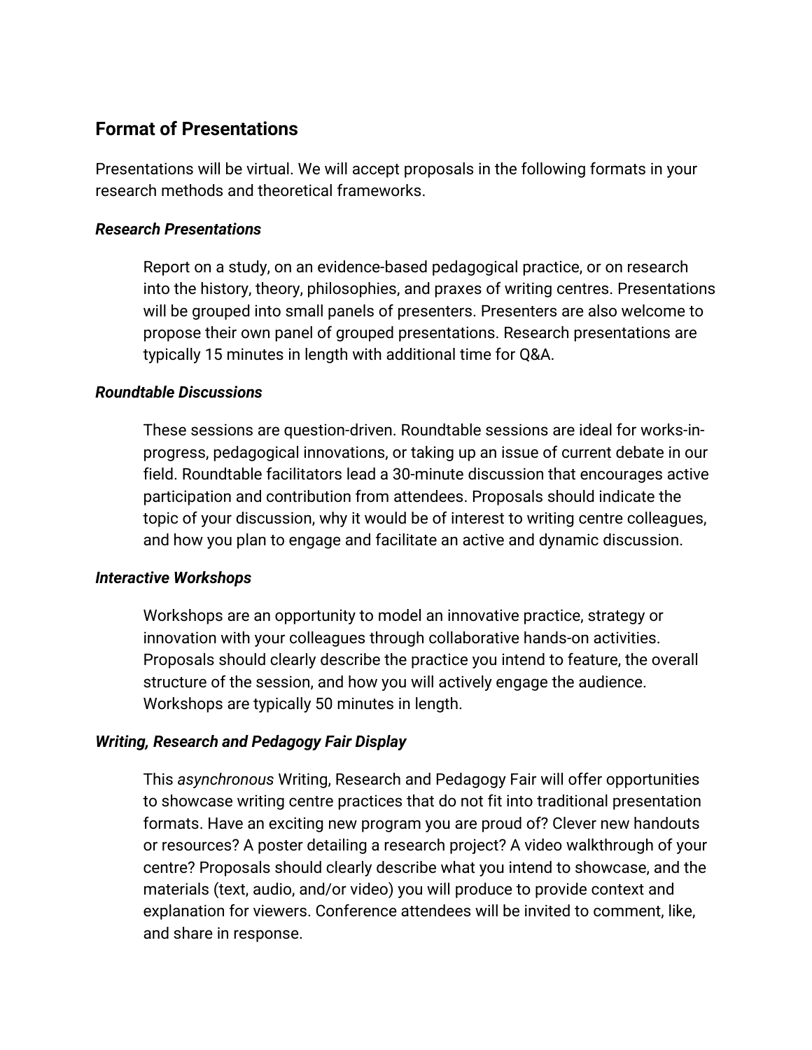## Format of Presentations

Presentations will be virtual. We will accept proposals in the following formats in your research methods and theoretical frameworks.

***Research Presentations***

> Report on a study, on an evidence-based pedagogical practice, or on research into the history, theory, philosophies, and praxes of writing centres. Presentations will be grouped into small panels of presenters. Presenters are also welcome to propose their own panel of grouped presentations. Research presentations are typically 15 minutes in length with additional time for Q&A.

***Roundtable Discussions***

> These sessions are question-driven. Roundtable sessions are ideal for works-in-progress, pedagogical innovations, or taking up an issue of current debate in our field. Roundtable facilitators lead a 30-minute discussion that encourages active participation and contribution from attendees. Proposals should indicate the topic of your discussion, why it would be of interest to writing centre colleagues, and how you plan to engage and facilitate an active and dynamic discussion.

***Interactive Workshops***

> Workshops are an opportunity to model an innovative practice, strategy or innovation with your colleagues through collaborative hands-on activities. Proposals should clearly describe the practice you intend to feature, the overall structure of the session, and how you will actively engage the audience. Workshops are typically 50 minutes in length.

***Writing, Research and Pedagogy Fair Display***

> This *asynchronous* Writing, Research and Pedagogy Fair will offer opportunities to showcase writing centre practices that do not fit into traditional presentation formats. Have an exciting new program you are proud of? Clever new handouts or resources? A poster detailing a research project? A video walkthrough of your centre? Proposals should clearly describe what you intend to showcase, and the materials (text, audio, and/or video) you will produce to provide context and explanation for viewers. Conference attendees will be invited to comment, like, and share in response.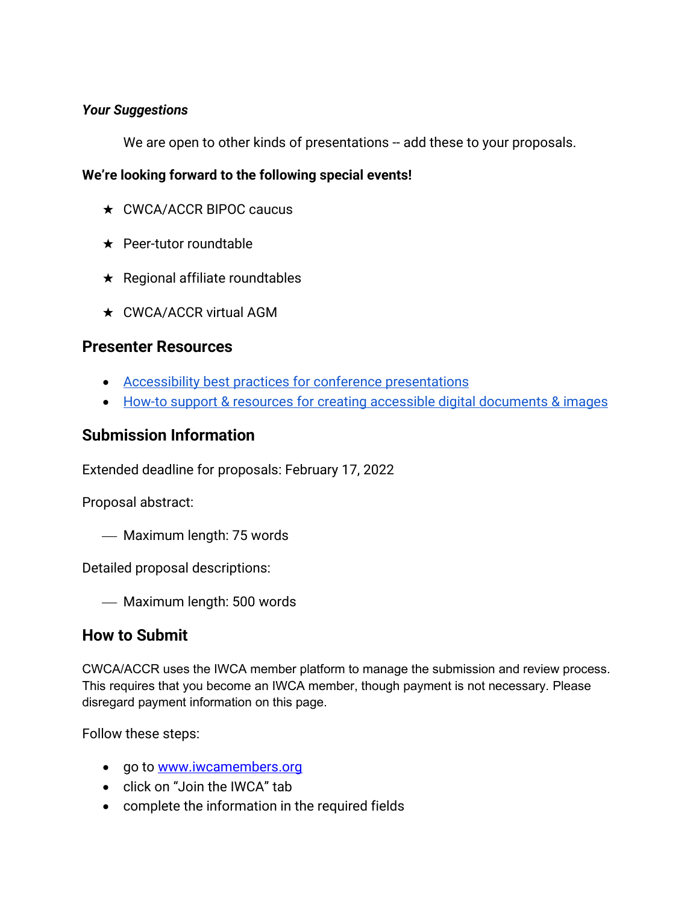***Your Suggestions***

We are open to other kinds of presentations -- add these to your proposals.

**We're looking forward to the following special events!**

- ★ CWCA/ACCR BIPOC caucus
- ★ Peer-tutor roundtable
- ★ Regional affiliate roundtables
- ★ CWCA/ACCR virtual AGM

## Presenter Resources

- Accessibility best practices for conference presentations
- How-to support & resources for creating accessible digital documents & images

## Submission Information

Extended deadline for proposals: February 17, 2022

Proposal abstract:

- Maximum length: 75 words

Detailed proposal descriptions:

- Maximum length: 500 words

## How to Submit

CWCA/ACCR uses the IWCA member platform to manage the submission and review process. This requires that you become an IWCA member, though payment is not necessary. Please disregard payment information on this page.

Follow these steps:

- go to www.iwcamembers.org
- click on "Join the IWCA" tab
- complete the information in the required fields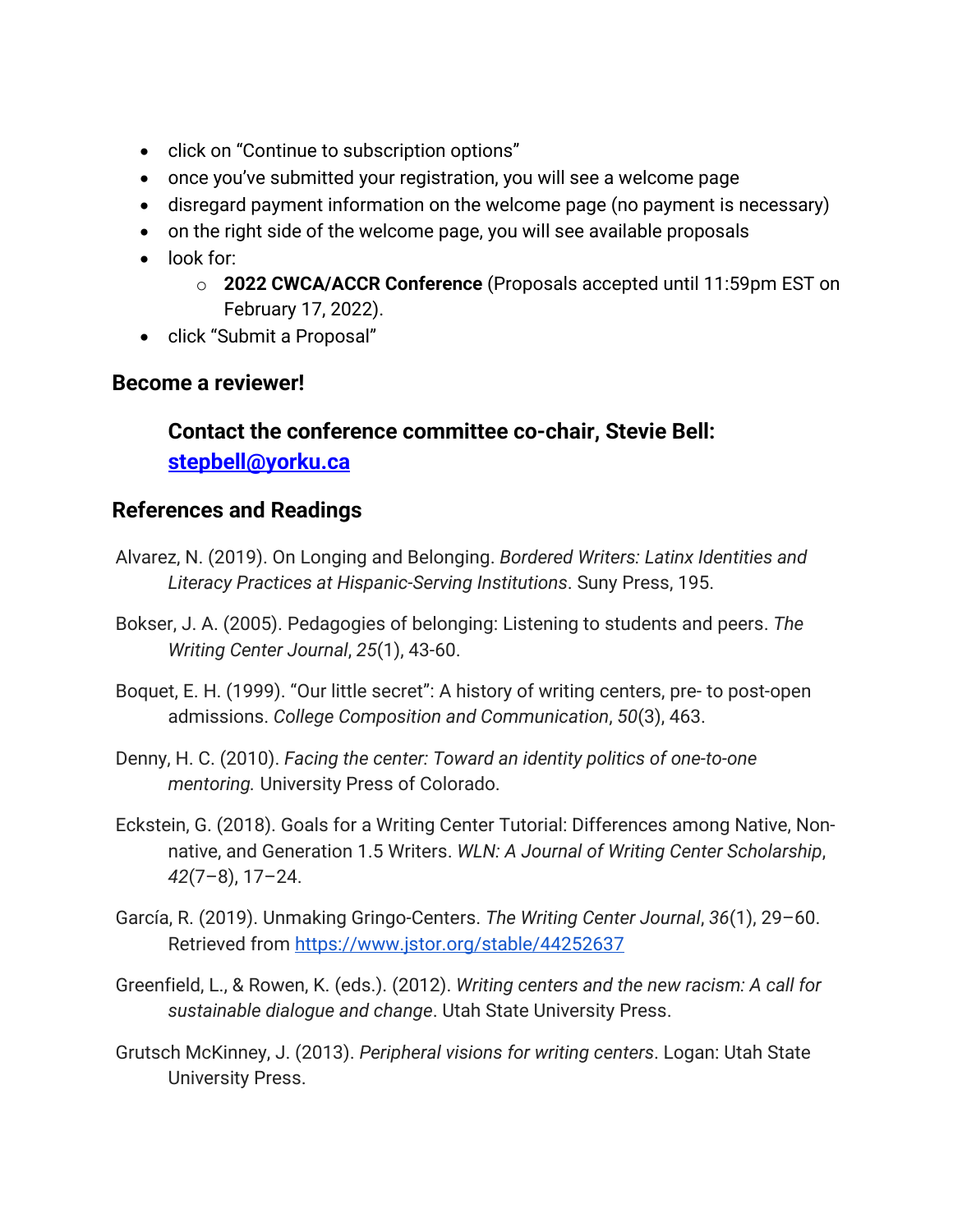- click on "Continue to subscription options"
- once you've submitted your registration, you will see a welcome page
- disregard payment information on the welcome page (no payment is necessary)
- on the right side of the welcome page, you will see available proposals
- look for:
  - **2022 CWCA/ACCR Conference** (Proposals accepted until 11:59pm EST on February 17, 2022).
- click "Submit a Proposal"

## Become a reviewer!

### Contact the conference committee co-chair, Stevie Bell: [stepbell@yorku.ca](mailto:stepbell@yorku.ca)

## References and Readings

Alvarez, N. (2019). On Longing and Belonging. *Bordered Writers: Latinx Identities and Literacy Practices at Hispanic-Serving Institutions*. Suny Press, 195.

Bokser, J. A. (2005). Pedagogies of belonging: Listening to students and peers. *The Writing Center Journal*, *25*(1), 43-60.

Boquet, E. H. (1999). "Our little secret": A history of writing centers, pre- to post-open admissions. *College Composition and Communication*, *50*(3), 463.

Denny, H. C. (2010). *Facing the center: Toward an identity politics of one-to-one mentoring.* University Press of Colorado.

Eckstein, G. (2018). Goals for a Writing Center Tutorial: Differences among Native, Non-native, and Generation 1.5 Writers. *WLN: A Journal of Writing Center Scholarship*, *42*(7–8), 17–24.

García, R. (2019). Unmaking Gringo-Centers. *The Writing Center Journal*, *36*(1), 29–60. Retrieved from [https://www.jstor.org/stable/44252637](https://www.jstor.org/stable/44252637)

Greenfield, L., & Rowen, K. (eds.). (2012). *Writing centers and the new racism: A call for sustainable dialogue and change*. Utah State University Press.

Grutsch McKinney, J. (2013). *Peripheral visions for writing centers*. Logan: Utah State University Press.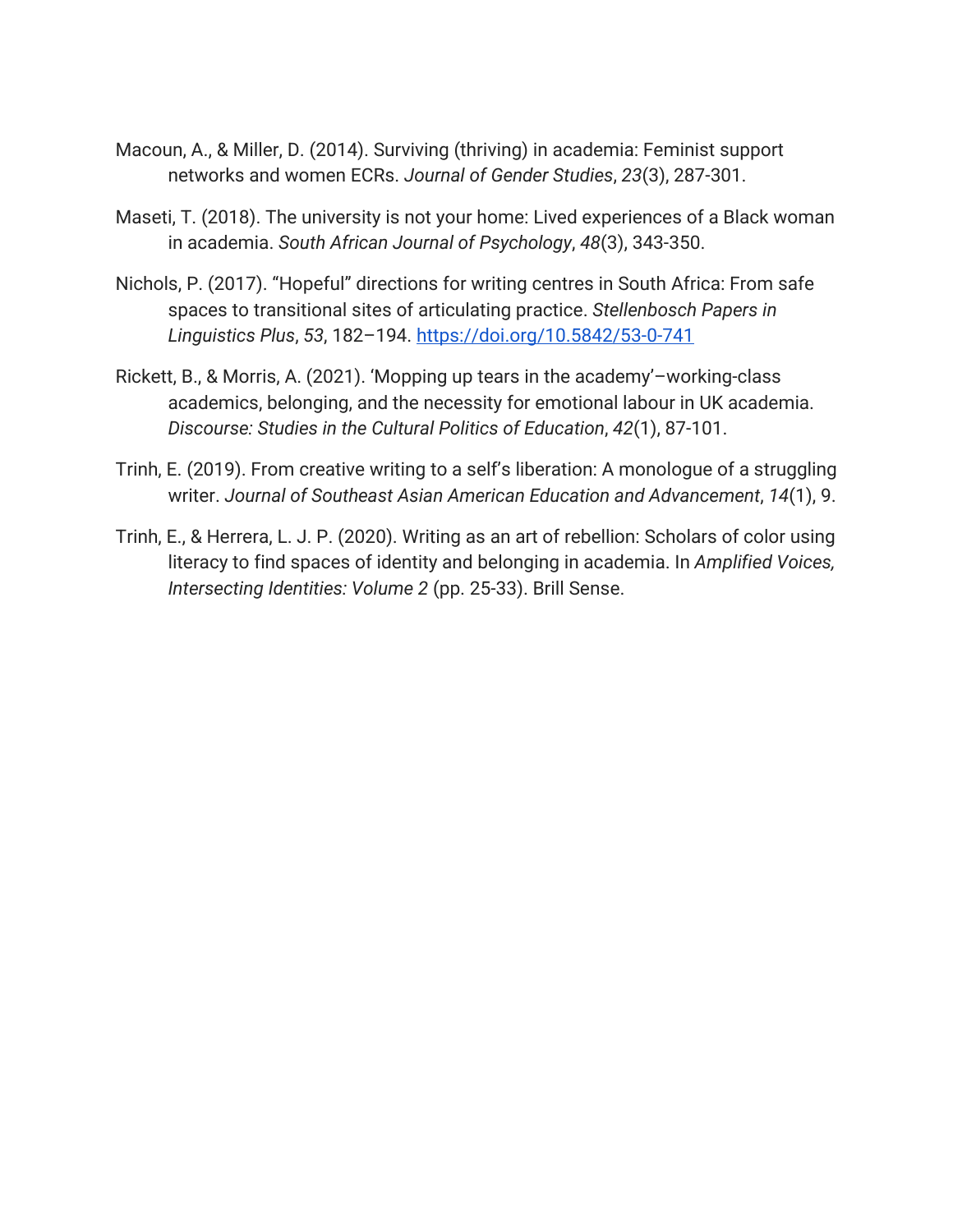Macoun, A., & Miller, D. (2014). Surviving (thriving) in academia: Feminist support networks and women ECRs. *Journal of Gender Studies*, *23*(3), 287-301.

Maseti, T. (2018). The university is not your home: Lived experiences of a Black woman in academia. *South African Journal of Psychology*, *48*(3), 343-350.

Nichols, P. (2017). "Hopeful" directions for writing centres in South Africa: From safe spaces to transitional sites of articulating practice. *Stellenbosch Papers in Linguistics Plus*, *53*, 182–194. https://doi.org/10.5842/53-0-741

Rickett, B., & Morris, A. (2021). 'Mopping up tears in the academy'–working-class academics, belonging, and the necessity for emotional labour in UK academia. *Discourse: Studies in the Cultural Politics of Education*, *42*(1), 87-101.

Trinh, E. (2019). From creative writing to a self's liberation: A monologue of a struggling writer. *Journal of Southeast Asian American Education and Advancement*, *14*(1), 9.

Trinh, E., & Herrera, L. J. P. (2020). Writing as an art of rebellion: Scholars of color using literacy to find spaces of identity and belonging in academia. In *Amplified Voices, Intersecting Identities: Volume 2* (pp. 25-33). Brill Sense.